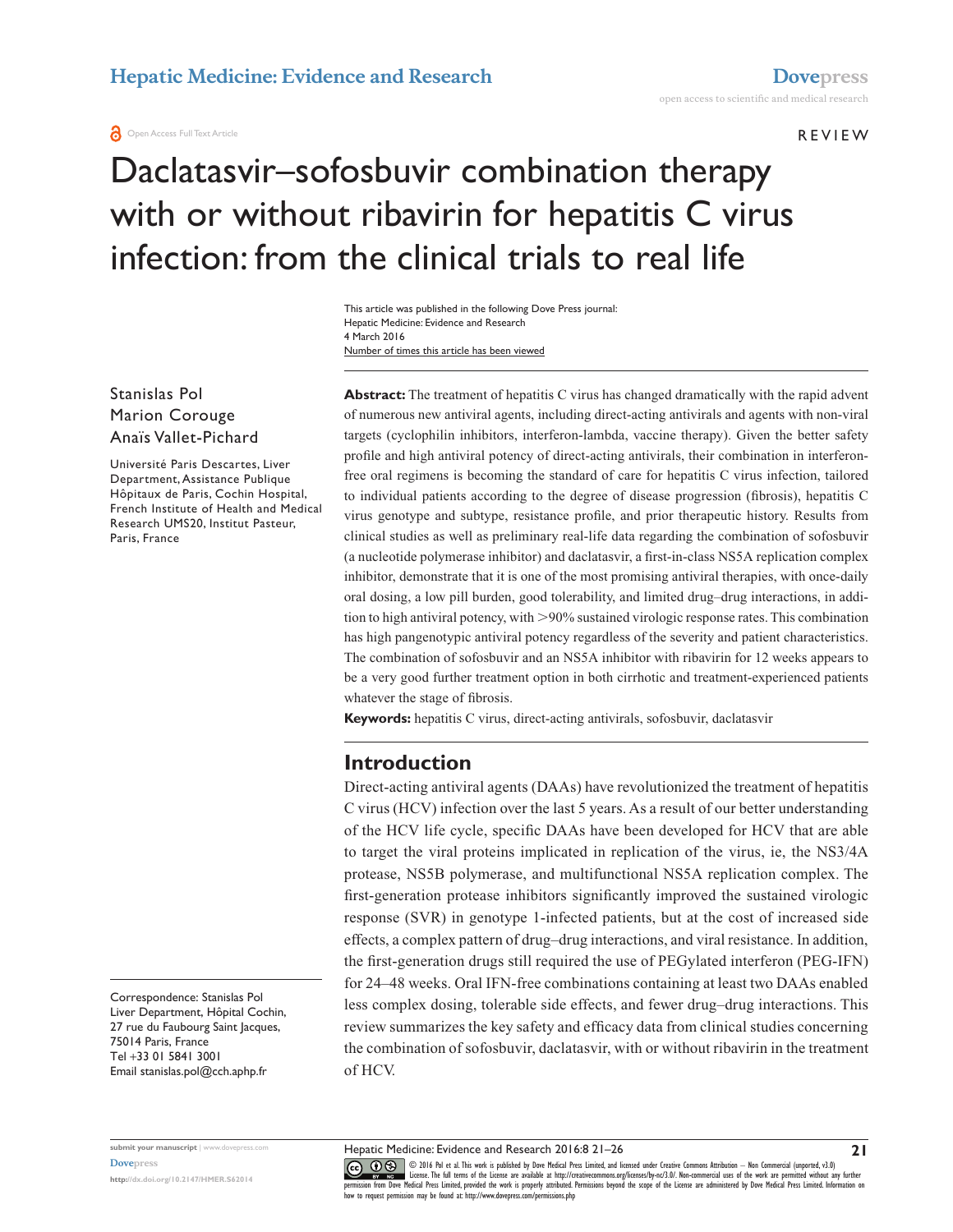REVIEW

# Daclatasvir–sofosbuvir combination therapy with or without ribavirin for hepatitis C virus infection: from the clinical trials to real life

This article was published in the following Dove Press journal:
Hepatic Medicine: Evidence and Research
4 March 2016
Number of times this article has been viewed

Stanislas Pol
Marion Corouge
Anaïs Vallet-Pichard

Université Paris Descartes, Liver Department, Assistance Publique Hôpitaux de Paris, Cochin Hospital, French Institute of Health and Medical Research UMS20, Institut Pasteur, Paris, France

Correspondence: Stanislas Pol
Liver Department, Hôpital Cochin, 27 rue du Faubourg Saint Jacques, 75014 Paris, France
Tel +33 01 5841 3001
Email stanislas.pol@cch.aphp.fr

**Abstract:** The treatment of hepatitis C virus has changed dramatically with the rapid advent of numerous new antiviral agents, including direct-acting antivirals and agents with non-viral targets (cyclophilin inhibitors, interferon-lambda, vaccine therapy). Given the better safety profile and high antiviral potency of direct-acting antivirals, their combination in interferon-free oral regimens is becoming the standard of care for hepatitis C virus infection, tailored to individual patients according to the degree of disease progression (fibrosis), hepatitis C virus genotype and subtype, resistance profile, and prior therapeutic history. Results from clinical studies as well as preliminary real-life data regarding the combination of sofosbuvir (a nucleotide polymerase inhibitor) and daclatasvir, a first-in-class NS5A replication complex inhibitor, demonstrate that it is one of the most promising antiviral therapies, with once-daily oral dosing, a low pill burden, good tolerability, and limited drug–drug interactions, in addition to high antiviral potency, with >90% sustained virologic response rates. This combination has high pangenotypic antiviral potency regardless of the severity and patient characteristics. The combination of sofosbuvir and an NS5A inhibitor with ribavirin for 12 weeks appears to be a very good further treatment option in both cirrhotic and treatment-experienced patients whatever the stage of fibrosis.

**Keywords:** hepatitis C virus, direct-acting antivirals, sofosbuvir, daclatasvir

## Introduction

Direct-acting antiviral agents (DAAs) have revolutionized the treatment of hepatitis C virus (HCV) infection over the last 5 years. As a result of our better understanding of the HCV life cycle, specific DAAs have been developed for HCV that are able to target the viral proteins implicated in replication of the virus, ie, the NS3/4A protease, NS5B polymerase, and multifunctional NS5A replication complex. The first-generation protease inhibitors significantly improved the sustained virologic response (SVR) in genotype 1-infected patients, but at the cost of increased side effects, a complex pattern of drug–drug interactions, and viral resistance. In addition, the first-generation drugs still required the use of PEGylated interferon (PEG-IFN) for 24–48 weeks. Oral IFN-free combinations containing at least two DAAs enabled less complex dosing, tolerable side effects, and fewer drug–drug interactions. This review summarizes the key safety and efficacy data from clinical studies concerning the combination of sofosbuvir, daclatasvir, with or without ribavirin in the treatment of HCV.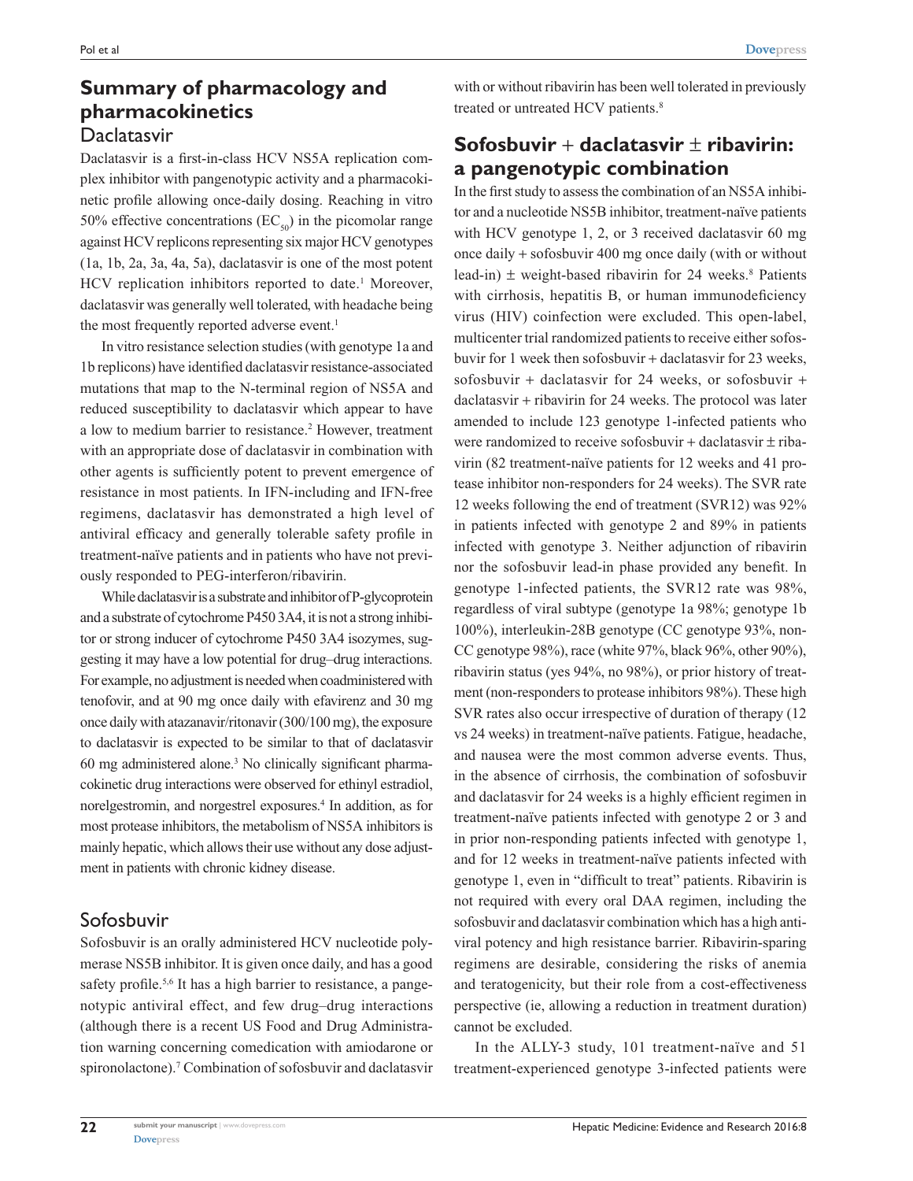## Summary of pharmacology and pharmacokinetics

### Daclatasvir

Daclatasvir is a first-in-class HCV NS5A replication complex inhibitor with pangenotypic activity and a pharmacokinetic profile allowing once-daily dosing. Reaching in vitro 50% effective concentrations ($EC_{50}$) in the picomolar range against HCV replicons representing six major HCV genotypes (1a, 1b, 2a, 3a, 4a, 5a), daclatasvir is one of the most potent HCV replication inhibitors reported to date.[1] Moreover, daclatasvir was generally well tolerated, with headache being the most frequently reported adverse event.[1]

In vitro resistance selection studies (with genotype 1a and 1b replicons) have identified daclatasvir resistance-associated mutations that map to the N-terminal region of NS5A and reduced susceptibility to daclatasvir which appear to have a low to medium barrier to resistance.[2] However, treatment with an appropriate dose of daclatasvir in combination with other agents is sufficiently potent to prevent emergence of resistance in most patients. In IFN-including and IFN-free regimens, daclatasvir has demonstrated a high level of antiviral efficacy and generally tolerable safety profile in treatment-naïve patients and in patients who have not previously responded to PEG-interferon/ribavirin.

While daclatasvir is a substrate and inhibitor of P-glycoprotein and a substrate of cytochrome P450 3A4, it is not a strong inhibitor or strong inducer of cytochrome P450 3A4 isozymes, suggesting it may have a low potential for drug–drug interactions. For example, no adjustment is needed when coadministered with tenofovir, and at 90 mg once daily with efavirenz and 30 mg once daily with atazanavir/ritonavir (300/100 mg), the exposure to daclatasvir is expected to be similar to that of daclatasvir 60 mg administered alone.[3] No clinically significant pharmacokinetic drug interactions were observed for ethinyl estradiol, norelgestromin, and norgestrel exposures.[4] In addition, as for most protease inhibitors, the metabolism of NS5A inhibitors is mainly hepatic, which allows their use without any dose adjustment in patients with chronic kidney disease.

### Sofosbuvir

Sofosbuvir is an orally administered HCV nucleotide polymerase NS5B inhibitor. It is given once daily, and has a good safety profile.[5,6] It has a high barrier to resistance, a pangenotypic antiviral effect, and few drug–drug interactions (although there is a recent US Food and Drug Administration warning concerning comedication with amiodarone or spironolactone).[7] Combination of sofosbuvir and daclatasvir with or without ribavirin has been well tolerated in previously treated or untreated HCV patients.[8]

## Sofosbuvir + daclatasvir ± ribavirin: a pangenotypic combination

In the first study to assess the combination of an NS5A inhibitor and a nucleotide NS5B inhibitor, treatment-naïve patients with HCV genotype 1, 2, or 3 received daclatasvir 60 mg once daily + sofosbuvir 400 mg once daily (with or without lead-in) ± weight-based ribavirin for 24 weeks.[8] Patients with cirrhosis, hepatitis B, or human immunodeficiency virus (HIV) coinfection were excluded. This open-label, multicenter trial randomized patients to receive either sofosbuvir for 1 week then sofosbuvir + daclatasvir for 23 weeks, sofosbuvir + daclatasvir for 24 weeks, or sofosbuvir + daclatasvir + ribavirin for 24 weeks. The protocol was later amended to include 123 genotype 1-infected patients who were randomized to receive sofosbuvir + daclatasvir ± ribavirin (82 treatment-naïve patients for 12 weeks and 41 protease inhibitor non-responders for 24 weeks). The SVR rate 12 weeks following the end of treatment (SVR12) was 92% in patients infected with genotype 2 and 89% in patients infected with genotype 3. Neither adjunction of ribavirin nor the sofosbuvir lead-in phase provided any benefit. In genotype 1-infected patients, the SVR12 rate was 98%, regardless of viral subtype (genotype 1a 98%; genotype 1b 100%), interleukin-28B genotype (CC genotype 93%, non-CC genotype 98%), race (white 97%, black 96%, other 90%), ribavirin status (yes 94%, no 98%), or prior history of treatment (non-responders to protease inhibitors 98%). These high SVR rates also occur irrespective of duration of therapy (12 vs 24 weeks) in treatment-naïve patients. Fatigue, headache, and nausea were the most common adverse events. Thus, in the absence of cirrhosis, the combination of sofosbuvir and daclatasvir for 24 weeks is a highly efficient regimen in treatment-naïve patients infected with genotype 2 or 3 and in prior non-responding patients infected with genotype 1, and for 12 weeks in treatment-naïve patients infected with genotype 1, even in "difficult to treat" patients. Ribavirin is not required with every oral DAA regimen, including the sofosbuvir and daclatasvir combination which has a high antiviral potency and high resistance barrier. Ribavirin-sparing regimens are desirable, considering the risks of anemia and teratogenicity, but their role from a cost-effectiveness perspective (ie, allowing a reduction in treatment duration) cannot be excluded.

In the ALLY-3 study, 101 treatment-naïve and 51 treatment-experienced genotype 3-infected patients were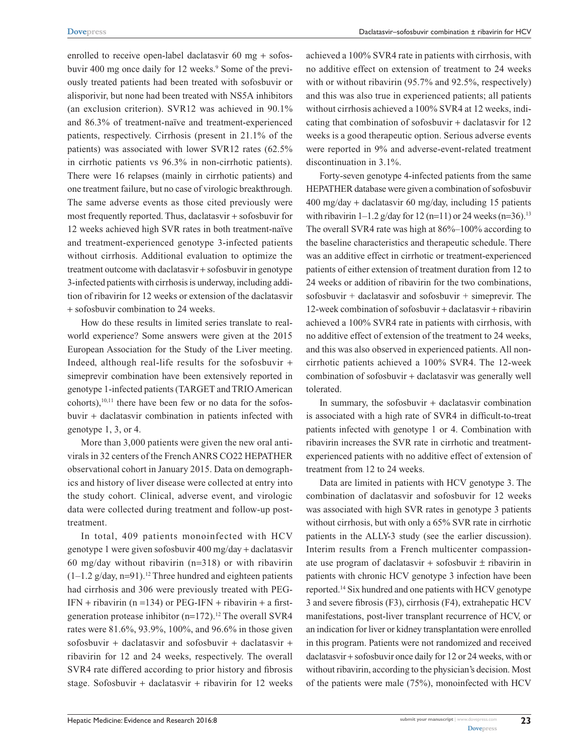enrolled to receive open-label daclatasvir 60 mg + sofosbuvir 400 mg once daily for 12 weeks.[9] Some of the previously treated patients had been treated with sofosbuvir or alisporivir, but none had been treated with NS5A inhibitors (an exclusion criterion). SVR12 was achieved in 90.1% and 86.3% of treatment-naïve and treatment-experienced patients, respectively. Cirrhosis (present in 21.1% of the patients) was associated with lower SVR12 rates (62.5% in cirrhotic patients vs 96.3% in non-cirrhotic patients). There were 16 relapses (mainly in cirrhotic patients) and one treatment failure, but no case of virologic breakthrough. The same adverse events as those cited previously were most frequently reported. Thus, daclatasvir + sofosbuvir for 12 weeks achieved high SVR rates in both treatment-naïve and treatment-experienced genotype 3-infected patients without cirrhosis. Additional evaluation to optimize the treatment outcome with daclatasvir + sofosbuvir in genotype 3-infected patients with cirrhosis is underway, including addition of ribavirin for 12 weeks or extension of the daclatasvir + sofosbuvir combination to 24 weeks.

How do these results in limited series translate to real-world experience? Some answers were given at the 2015 European Association for the Study of the Liver meeting. Indeed, although real-life results for the sofosbuvir + simeprevir combination have been extensively reported in genotype 1-infected patients (TARGET and TRIO American cohorts),[10,11] there have been few or no data for the sofosbuvir + daclatasvir combination in patients infected with genotype 1, 3, or 4.

More than 3,000 patients were given the new oral antivirals in 32 centers of the French ANRS CO22 HEPATHER observational cohort in January 2015. Data on demographics and history of liver disease were collected at entry into the study cohort. Clinical, adverse event, and virologic data were collected during treatment and follow-up post-treatment.

In total, 409 patients monoinfected with HCV genotype 1 were given sofosbuvir 400 mg/day + daclatasvir 60 mg/day without ribavirin (n=318) or with ribavirin (1–1.2 g/day, n=91).[12] Three hundred and eighteen patients had cirrhosis and 306 were previously treated with PEG-IFN + ribavirin (n =134) or PEG-IFN + ribavirin + a first-generation protease inhibitor (n=172).[12] The overall SVR4 rates were 81.6%, 93.9%, 100%, and 96.6% in those given sofosbuvir + daclatasvir and sofosbuvir + daclatasvir + ribavirin for 12 and 24 weeks, respectively. The overall SVR4 rate differed according to prior history and fibrosis stage. Sofosbuvir + daclatasvir + ribavirin for 12 weeks achieved a 100% SVR4 rate in patients with cirrhosis, with no additive effect on extension of treatment to 24 weeks with or without ribavirin (95.7% and 92.5%, respectively) and this was also true in experienced patients; all patients without cirrhosis achieved a 100% SVR4 at 12 weeks, indicating that combination of sofosbuvir + daclatasvir for 12 weeks is a good therapeutic option. Serious adverse events were reported in 9% and adverse-event-related treatment discontinuation in 3.1%.

Forty-seven genotype 4-infected patients from the same HEPATHER database were given a combination of sofosbuvir 400 mg/day + daclatasvir 60 mg/day, including 15 patients with ribavirin 1–1.2 g/day for 12 (n=11) or 24 weeks (n=36).[13] The overall SVR4 rate was high at 86%–100% according to the baseline characteristics and therapeutic schedule. There was an additive effect in cirrhotic or treatment-experienced patients of either extension of treatment duration from 12 to 24 weeks or addition of ribavirin for the two combinations, sofosbuvir + daclatasvir and sofosbuvir + simeprevir. The 12-week combination of sofosbuvir + daclatasvir + ribavirin achieved a 100% SVR4 rate in patients with cirrhosis, with no additive effect of extension of the treatment to 24 weeks, and this was also observed in experienced patients. All non-cirrhotic patients achieved a 100% SVR4. The 12-week combination of sofosbuvir + daclatasvir was generally well tolerated.

In summary, the sofosbuvir + daclatasvir combination is associated with a high rate of SVR4 in difficult-to-treat patients infected with genotype 1 or 4. Combination with ribavirin increases the SVR rate in cirrhotic and treatment-experienced patients with no additive effect of extension of treatment from 12 to 24 weeks.

Data are limited in patients with HCV genotype 3. The combination of daclatasvir and sofosbuvir for 12 weeks was associated with high SVR rates in genotype 3 patients without cirrhosis, but with only a 65% SVR rate in cirrhotic patients in the ALLY-3 study (see the earlier discussion). Interim results from a French multicenter compassionate use program of daclatasvir + sofosbuvir ± ribavirin in patients with chronic HCV genotype 3 infection have been reported.[14] Six hundred and one patients with HCV genotype 3 and severe fibrosis (F3), cirrhosis (F4), extrahepatic HCV manifestations, post-liver transplant recurrence of HCV, or an indication for liver or kidney transplantation were enrolled in this program. Patients were not randomized and received daclatasvir + sofosbuvir once daily for 12 or 24 weeks, with or without ribavirin, according to the physician's decision. Most of the patients were male (75%), monoinfected with HCV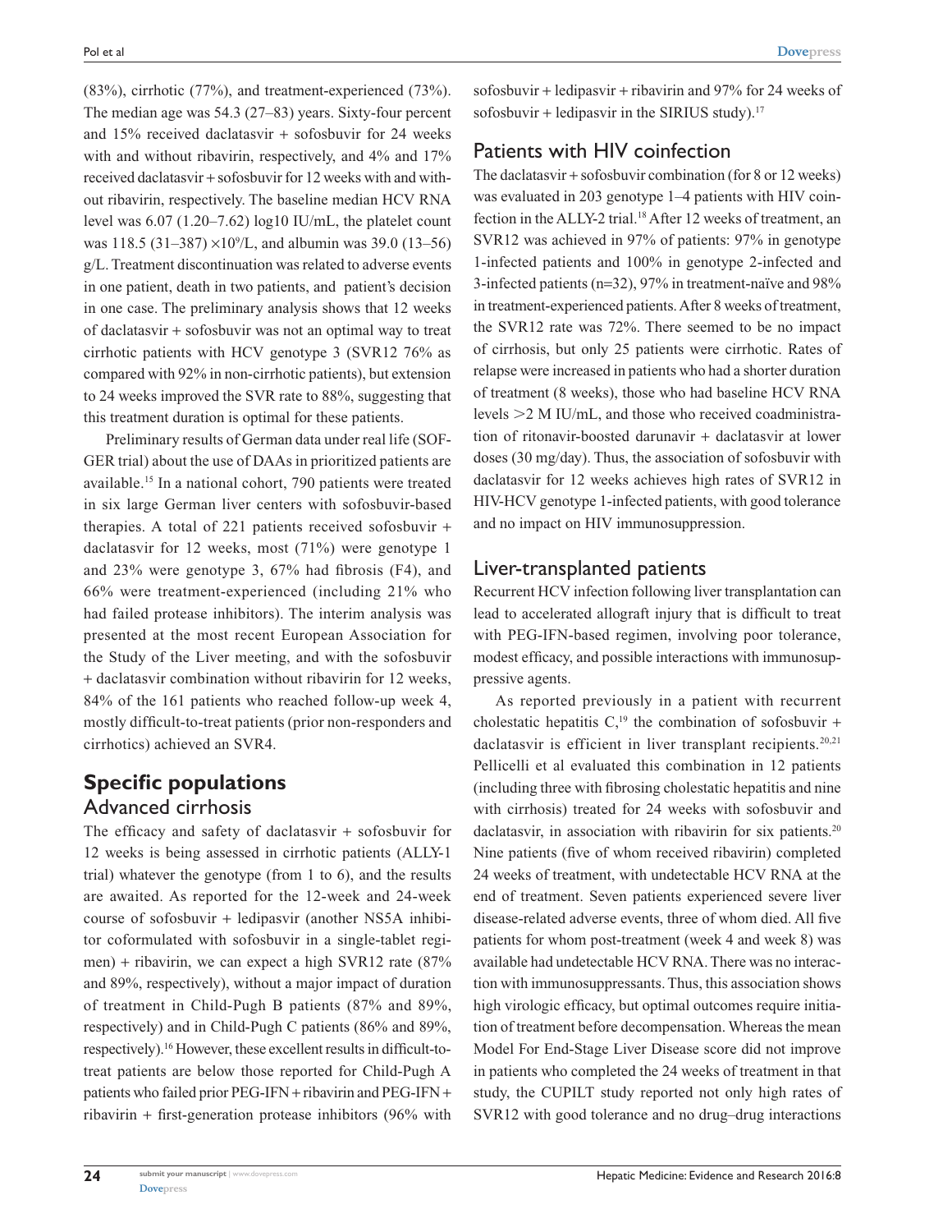(83%), cirrhotic (77%), and treatment-experienced (73%). The median age was 54.3 (27–83) years. Sixty-four percent and 15% received daclatasvir + sofosbuvir for 24 weeks with and without ribavirin, respectively, and 4% and 17% received daclatasvir + sofosbuvir for 12 weeks with and without ribavirin, respectively. The baseline median HCV RNA level was 6.07 (1.20–7.62) log10 IU/mL, the platelet count was 118.5 (31–387) $\times 10^9$/L, and albumin was 39.0 (13–56) g/L. Treatment discontinuation was related to adverse events in one patient, death in two patients, and patient's decision in one case. The preliminary analysis shows that 12 weeks of daclatasvir + sofosbuvir was not an optimal way to treat cirrhotic patients with HCV genotype 3 (SVR12 76% as compared with 92% in non-cirrhotic patients), but extension to 24 weeks improved the SVR rate to 88%, suggesting that this treatment duration is optimal for these patients.

Preliminary results of German data under real life (SOF-GER trial) about the use of DAAs in prioritized patients are available.[15] In a national cohort, 790 patients were treated in six large German liver centers with sofosbuvir-based therapies. A total of 221 patients received sofosbuvir + daclatasvir for 12 weeks, most (71%) were genotype 1 and 23% were genotype 3, 67% had fibrosis (F4), and 66% were treatment-experienced (including 21% who had failed protease inhibitors). The interim analysis was presented at the most recent European Association for the Study of the Liver meeting, and with the sofosbuvir + daclatasvir combination without ribavirin for 12 weeks, 84% of the 161 patients who reached follow-up week 4, mostly difficult-to-treat patients (prior non-responders and cirrhotics) achieved an SVR4.

## Specific populations

### Advanced cirrhosis

The efficacy and safety of daclatasvir + sofosbuvir for 12 weeks is being assessed in cirrhotic patients (ALLY-1 trial) whatever the genotype (from 1 to 6), and the results are awaited. As reported for the 12-week and 24-week course of sofosbuvir + ledipasvir (another NS5A inhibitor coformulated with sofosbuvir in a single-tablet regimen) + ribavirin, we can expect a high SVR12 rate (87% and 89%, respectively), without a major impact of duration of treatment in Child-Pugh B patients (87% and 89%, respectively) and in Child-Pugh C patients (86% and 89%, respectively).[16] However, these excellent results in difficult-to-treat patients are below those reported for Child-Pugh A patients who failed prior PEG-IFN + ribavirin and PEG-IFN + ribavirin + first-generation protease inhibitors (96% with sofosbuvir + ledipasvir + ribavirin and 97% for 24 weeks of sofosbuvir + ledipasvir in the SIRIUS study).[17]

### Patients with HIV coinfection

The daclatasvir + sofosbuvir combination (for 8 or 12 weeks) was evaluated in 203 genotype 1–4 patients with HIV coinfection in the ALLY-2 trial.[18] After 12 weeks of treatment, an SVR12 was achieved in 97% of patients: 97% in genotype 1-infected patients and 100% in genotype 2-infected and 3-infected patients (n=32), 97% in treatment-naïve and 98% in treatment-experienced patients. After 8 weeks of treatment, the SVR12 rate was 72%. There seemed to be no impact of cirrhosis, but only 25 patients were cirrhotic. Rates of relapse were increased in patients who had a shorter duration of treatment (8 weeks), those who had baseline HCV RNA levels >2 M IU/mL, and those who received coadministration of ritonavir-boosted darunavir + daclatasvir at lower doses (30 mg/day). Thus, the association of sofosbuvir with daclatasvir for 12 weeks achieves high rates of SVR12 in HIV-HCV genotype 1-infected patients, with good tolerance and no impact on HIV immunosuppression.

### Liver-transplanted patients

Recurrent HCV infection following liver transplantation can lead to accelerated allograft injury that is difficult to treat with PEG-IFN-based regimen, involving poor tolerance, modest efficacy, and possible interactions with immunosuppressive agents.

As reported previously in a patient with recurrent cholestatic hepatitis C,[19] the combination of sofosbuvir + daclatasvir is efficient in liver transplant recipients.[20,21] Pellicelli et al evaluated this combination in 12 patients (including three with fibrosing cholestatic hepatitis and nine with cirrhosis) treated for 24 weeks with sofosbuvir and daclatasvir, in association with ribavirin for six patients.[20] Nine patients (five of whom received ribavirin) completed 24 weeks of treatment, with undetectable HCV RNA at the end of treatment. Seven patients experienced severe liver disease-related adverse events, three of whom died. All five patients for whom post-treatment (week 4 and week 8) was available had undetectable HCV RNA. There was no interaction with immunosuppressants. Thus, this association shows high virologic efficacy, but optimal outcomes require initiation of treatment before decompensation. Whereas the mean Model For End-Stage Liver Disease score did not improve in patients who completed the 24 weeks of treatment in that study, the CUPILT study reported not only high rates of SVR12 with good tolerance and no drug–drug interactions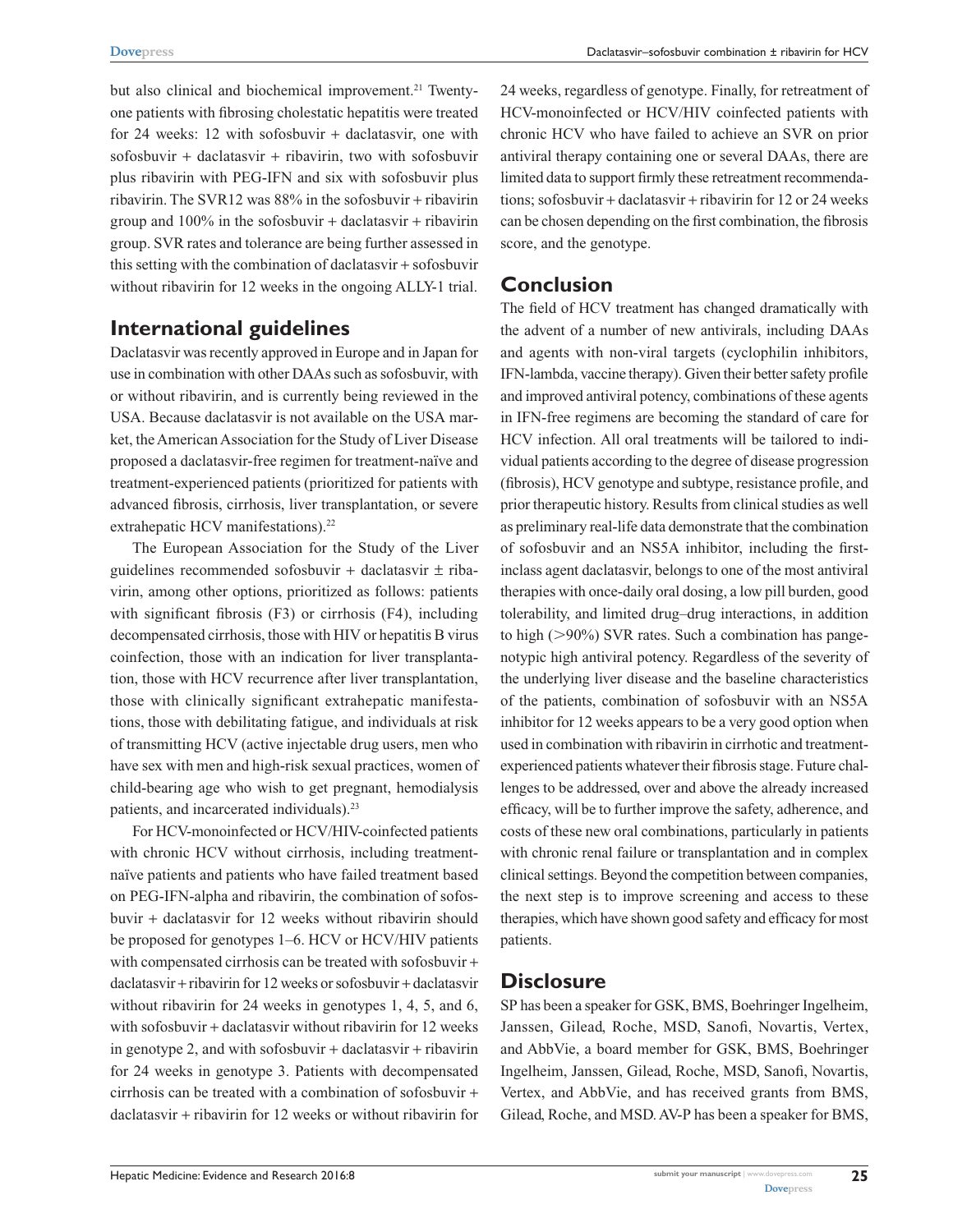but also clinical and biochemical improvement.[21] Twenty-one patients with fibrosing cholestatic hepatitis were treated for 24 weeks: 12 with sofosbuvir + daclatasvir, one with sofosbuvir + daclatasvir + ribavirin, two with sofosbuvir plus ribavirin with PEG-IFN and six with sofosbuvir plus ribavirin. The SVR12 was 88% in the sofosbuvir + ribavirin group and 100% in the sofosbuvir + daclatasvir + ribavirin group. SVR rates and tolerance are being further assessed in this setting with the combination of daclatasvir + sofosbuvir without ribavirin for 12 weeks in the ongoing ALLY-1 trial.

## International guidelines

Daclatasvir was recently approved in Europe and in Japan for use in combination with other DAAs such as sofosbuvir, with or without ribavirin, and is currently being reviewed in the USA. Because daclatasvir is not available on the USA market, the American Association for the Study of Liver Disease proposed a daclatasvir-free regimen for treatment-naïve and treatment-experienced patients (prioritized for patients with advanced fibrosis, cirrhosis, liver transplantation, or severe extrahepatic HCV manifestations).[22]

The European Association for the Study of the Liver guidelines recommended sofosbuvir + daclatasvir ± ribavirin, among other options, prioritized as follows: patients with significant fibrosis (F3) or cirrhosis (F4), including decompensated cirrhosis, those with HIV or hepatitis B virus coinfection, those with an indication for liver transplantation, those with HCV recurrence after liver transplantation, those with clinically significant extrahepatic manifestations, those with debilitating fatigue, and individuals at risk of transmitting HCV (active injectable drug users, men who have sex with men and high-risk sexual practices, women of child-bearing age who wish to get pregnant, hemodialysis patients, and incarcerated individuals).[23]

For HCV-monoinfected or HCV/HIV-coinfected patients with chronic HCV without cirrhosis, including treatment-naïve patients and patients who have failed treatment based on PEG-IFN-alpha and ribavirin, the combination of sofosbuvir + daclatasvir for 12 weeks without ribavirin should be proposed for genotypes 1–6. HCV or HCV/HIV patients with compensated cirrhosis can be treated with sofosbuvir + daclatasvir + ribavirin for 12 weeks or sofosbuvir + daclatasvir without ribavirin for 24 weeks in genotypes 1, 4, 5, and 6, with sofosbuvir + daclatasvir without ribavirin for 12 weeks in genotype 2, and with sofosbuvir + daclatasvir + ribavirin for 24 weeks in genotype 3. Patients with decompensated cirrhosis can be treated with a combination of sofosbuvir + daclatasvir + ribavirin for 12 weeks or without ribavirin for 24 weeks, regardless of genotype. Finally, for retreatment of HCV-monoinfected or HCV/HIV coinfected patients with chronic HCV who have failed to achieve an SVR on prior antiviral therapy containing one or several DAAs, there are limited data to support firmly these retreatment recommendations; sofosbuvir + daclatasvir + ribavirin for 12 or 24 weeks can be chosen depending on the first combination, the fibrosis score, and the genotype.

## Conclusion

The field of HCV treatment has changed dramatically with the advent of a number of new antivirals, including DAAs and agents with non-viral targets (cyclophilin inhibitors, IFN-lambda, vaccine therapy). Given their better safety profile and improved antiviral potency, combinations of these agents in IFN-free regimens are becoming the standard of care for HCV infection. All oral treatments will be tailored to individual patients according to the degree of disease progression (fibrosis), HCV genotype and subtype, resistance profile, and prior therapeutic history. Results from clinical studies as well as preliminary real-life data demonstrate that the combination of sofosbuvir and an NS5A inhibitor, including the first-inclass agent daclatasvir, belongs to one of the most antiviral therapies with once-daily oral dosing, a low pill burden, good tolerability, and limited drug–drug interactions, in addition to high (>90%) SVR rates. Such a combination has pangenotypic high antiviral potency. Regardless of the severity of the underlying liver disease and the baseline characteristics of the patients, combination of sofosbuvir with an NS5A inhibitor for 12 weeks appears to be a very good option when used in combination with ribavirin in cirrhotic and treatment-experienced patients whatever their fibrosis stage. Future challenges to be addressed, over and above the already increased efficacy, will be to further improve the safety, adherence, and costs of these new oral combinations, particularly in patients with chronic renal failure or transplantation and in complex clinical settings. Beyond the competition between companies, the next step is to improve screening and access to these therapies, which have shown good safety and efficacy for most patients.

## Disclosure

SP has been a speaker for GSK, BMS, Boehringer Ingelheim, Janssen, Gilead, Roche, MSD, Sanofi, Novartis, Vertex, and AbbVie, a board member for GSK, BMS, Boehringer Ingelheim, Janssen, Gilead, Roche, MSD, Sanofi, Novartis, Vertex, and AbbVie, and has received grants from BMS, Gilead, Roche, and MSD. AV-P has been a speaker for BMS,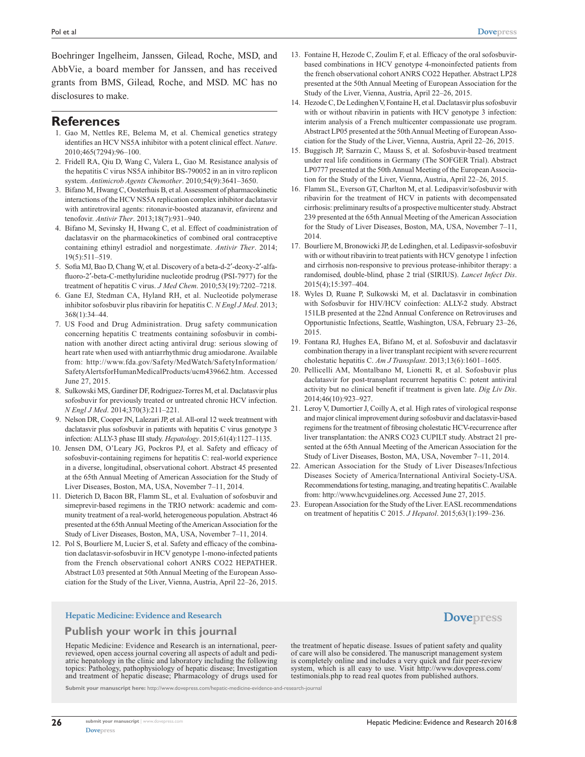Boehringer Ingelheim, Janssen, Gilead, Roche, MSD, and AbbVie, a board member for Janssen, and has received grants from BMS, Gilead, Roche, and MSD. MC has no disclosures to make.

## References

1. Gao M, Nettles RE, Belema M, et al. Chemical genetics strategy identifies an HCV NS5A inhibitor with a potent clinical effect. *Nature*. 2010;465(7294):96–100.
2. Fridell RA, Qiu D, Wang C, Valera L, Gao M. Resistance analysis of the hepatitis C virus NS5A inhibitor BS-790052 in an in vitro replicon system. *Antimicrob Agents Chemother*. 2010;54(9):3641–3650.
3. Bifano M, Hwang C, Oosterhuis B, et al. Assessment of pharmacokinetic interactions of the HCV NS5A replication complex inhibitor daclatasvir with antiretroviral agents: ritonavir-boosted atazanavir, efavirenz and tenofovir. *Antivir Ther*. 2013;18(7):931–940.
4. Bifano M, Sevinsky H, Hwang C, et al. Effect of coadministration of daclatasvir on the pharmacokinetics of combined oral contraceptive containing ethinyl estradiol and norgestimate. *Antivir Ther*. 2014; 19(5):511–519.
5. Sofia MJ, Bao D, Chang W, et al. Discovery of a beta-d-2′-deoxy-2′-alfa-fluoro-2′-beta-C-methyluridine nucleotide prodrug (PSI-7977) for the treatment of hepatitis C virus. *J Med Chem*. 2010;53(19):7202–7218.
6. Gane EJ, Stedman CA, Hyland RH, et al. Nucleotide polymerase inhibitor sofosbuvir plus ribavirin for hepatitis C. *N Engl J Med*. 2013; 368(1):34–44.
7. US Food and Drug Administration. Drug safety communication concerning hepatitis C treatments containing sofosbuvir in combination with another direct acting antiviral drug: serious slowing of heart rate when used with antiarrhythmic drug amiodarone. Available from: http://www.fda.gov/Safety/MedWatch/SafetyInformation/SafetyAlertsforHumanMedicalProducts/ucm439662.htm. Accessed June 27, 2015.
8. Sulkowski MS, Gardiner DF, Rodriguez-Torres M, et al. Daclatasvir plus sofosbuvir for previously treated or untreated chronic HCV infection. *N Engl J Med*. 2014;370(3):211–221.
9. Nelson DR, Cooper JN, Lalezari JP, et al. All-oral 12 week treatment with daclatasvir plus sofosbuvir in patients with hepatitis C virus genotype 3 infection: ALLY-3 phase III study. *Hepatology*. 2015;61(4):1127–1135.
10. Jensen DM, O'Leary JG, Pockros PJ, et al. Safety and efficacy of sofosbuvir-containing regimens for hepatitis C: real-world experience in a diverse, longitudinal, observational cohort. Abstract 45 presented at the 65th Annual Meeting of American Association for the Study of Liver Diseases, Boston, MA, USA, November 7–11, 2014.
11. Dieterich D, Bacon BR, Flamm SL, et al. Evaluation of sofosbuvir and simeprevir-based regimens in the TRIO network: academic and community treatment of a real-world, heterogeneous population. Abstract 46 presented at the 65th Annual Meeting of the American Association for the Study of Liver Diseases, Boston, MA, USA, November 7–11, 2014.
12. Pol S, Bourliere M, Lucier S, et al. Safety and efficacy of the combination daclatasvir-sofosbuvir in HCV genotype 1-mono-infected patients from the French observational cohort ANRS CO22 HEPATHER. Abstract L03 presented at 50th Annual Meeting of the European Association for the Study of the Liver, Vienna, Austria, April 22–26, 2015.
13. Fontaine H, Hezode C, Zoulim F, et al. Efficacy of the oral sofosbuvir-based combinations in HCV genotype 4-monoinfected patients from the french observational cohort ANRS CO22 Hepather. Abstract LP28 presented at the 50th Annual Meeting of European Association for the Study of the Liver, Vienna, Austria, April 22–26, 2015.
14. Hezode C, De Ledinghen V, Fontaine H, et al. Daclatasvir plus sofosbuvir with or without ribavirin in patients with HCV genotype 3 infection: interim analysis of a French multicenter compassionate use program. Abstract LP05 presented at the 50th Annual Meeting of European Association for the Study of the Liver, Vienna, Austria, April 22–26, 2015.
15. Buggisch JP, Sarrazin C, Mauss S, et al. Sofosbuvir-based treatment under real life conditions in Germany (The SOFGER Trial). Abstract LP0777 presented at the 50th Annual Meeting of the European Association for the Study of the Liver, Vienna, Austria, April 22–26, 2015.
16. Flamm SL, Everson GT, Charlton M, et al. Ledipasvir/sofosbuvir with ribavirin for the treatment of HCV in patients with decompensated cirrhosis: preliminary results of a prospective multicenter study. Abstract 239 presented at the 65th Annual Meeting of the American Association for the Study of Liver Diseases, Boston, MA, USA, November 7–11, 2014.
17. Bourliere M, Bronowicki JP, de Ledinghen, et al. Ledipasvir-sofosbuvir with or without ribavirin to treat patients with HCV genotype 1 infection and cirrhosis non-responsive to previous protease-inhibitor therapy: a randomised, double-blind, phase 2 trial (SIRIUS). *Lancet Infect Dis*. 2015(4);15:397–404.
18. Wyles D, Ruane P, Sulkowski M, et al. Daclatasvir in combination with Sofosbuvir for HIV/HCV coinfection: ALLY-2 study. Abstract 151LB presented at the 22nd Annual Conference on Retroviruses and Opportunistic Infections, Seattle, Washington, USA, February 23–26, 2015.
19. Fontana RJ, Hughes EA, Bifano M, et al. Sofosbuvir and daclatasvir combination therapy in a liver transplant recipient with severe recurrent cholestatic hepatitis C. *Am J Transplant*. 2013;13(6):1601–1605.
20. Pellicelli AM, Montalbano M, Lionetti R, et al. Sofosbuvir plus daclatasvir for post-transplant recurrent hepatitis C: potent antiviral activity but no clinical benefit if treatment is given late. *Dig Liv Dis*. 2014;46(10):923–927.
21. Leroy V, Dumortier J, Coilly A, et al. High rates of virological response and major clinical improvement during sofosbuvir and daclatasvir-based regimens for the treatment of fibrosing cholestatic HCV-recurrence after liver transplantation: the ANRS CO23 CUPILT study. Abstract 21 presented at the 65th Annual Meeting of the American Association for the Study of Liver Diseases, Boston, MA, USA, November 7–11, 2014.
22. American Association for the Study of Liver Diseases/Infectious Diseases Society of America/International Antiviral Society-USA. Recommendations for testing, managing, and treating hepatitis C. Available from: http://www.hcvguidelines.org. Accessed June 27, 2015.
23. European Association for the Study of the Liver. EASL recommendations on treatment of hepatitis C 2015. *J Hepatol*. 2015;63(1):199–236.

**Hepatic Medicine: Evidence and Research**

**Publish your work in this journal**

Hepatic Medicine: Evidence and Research is an international, peer-reviewed, open access journal covering all aspects of adult and pediatric hepatology in the clinic and laboratory including the following topics: Pathology, pathophysiology of hepatic disease; Investigation and treatment of hepatic disease; Pharmacology of drugs used for the treatment of hepatic disease. Issues of patient safety and quality of care will also be considered. The manuscript management system is completely online and includes a very quick and fair peer-review system, which is all easy to use. Visit http://www.dovepress.com/testimonials.php to read real quotes from published authors.

**Submit your manuscript here:** http://www.dovepress.com/hepatic-medicine-evidence-and-research-journal